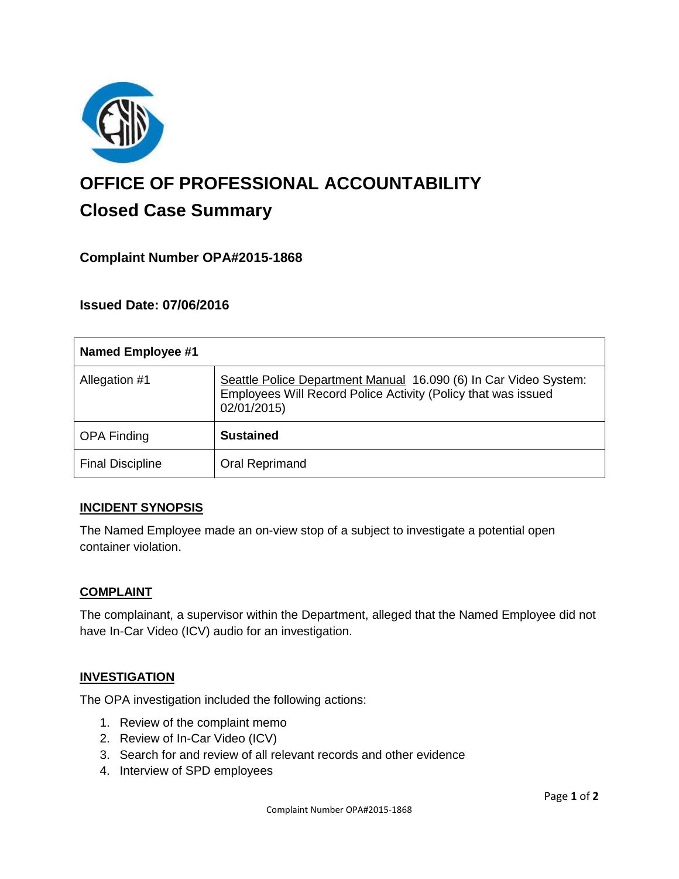# OFFICE OF PROFESSIONAL ACCOUNTABILITY

## Closed Case Summary

### Complaint Number OPA#2015-1868

### Issued Date: 07/06/2016

| Named Employee #1 | |
|---|---|
| Allegation #1 | Seattle Police Department Manual 16.090 (6) In Car Video System: Employees Will Record Police Activity (Policy that was issued 02/01/2015) |
| OPA Finding | **Sustained** |
| Final Discipline | Oral Reprimand |

**INCIDENT SYNOPSIS**

The Named Employee made an on-view stop of a subject to investigate a potential open container violation.

**COMPLAINT**

The complainant, a supervisor within the Department, alleged that the Named Employee did not have In-Car Video (ICV) audio for an investigation.

**INVESTIGATION**

The OPA investigation included the following actions:

1. Review of the complaint memo
2. Review of In-Car Video (ICV)
3. Search for and review of all relevant records and other evidence
4. Interview of SPD employees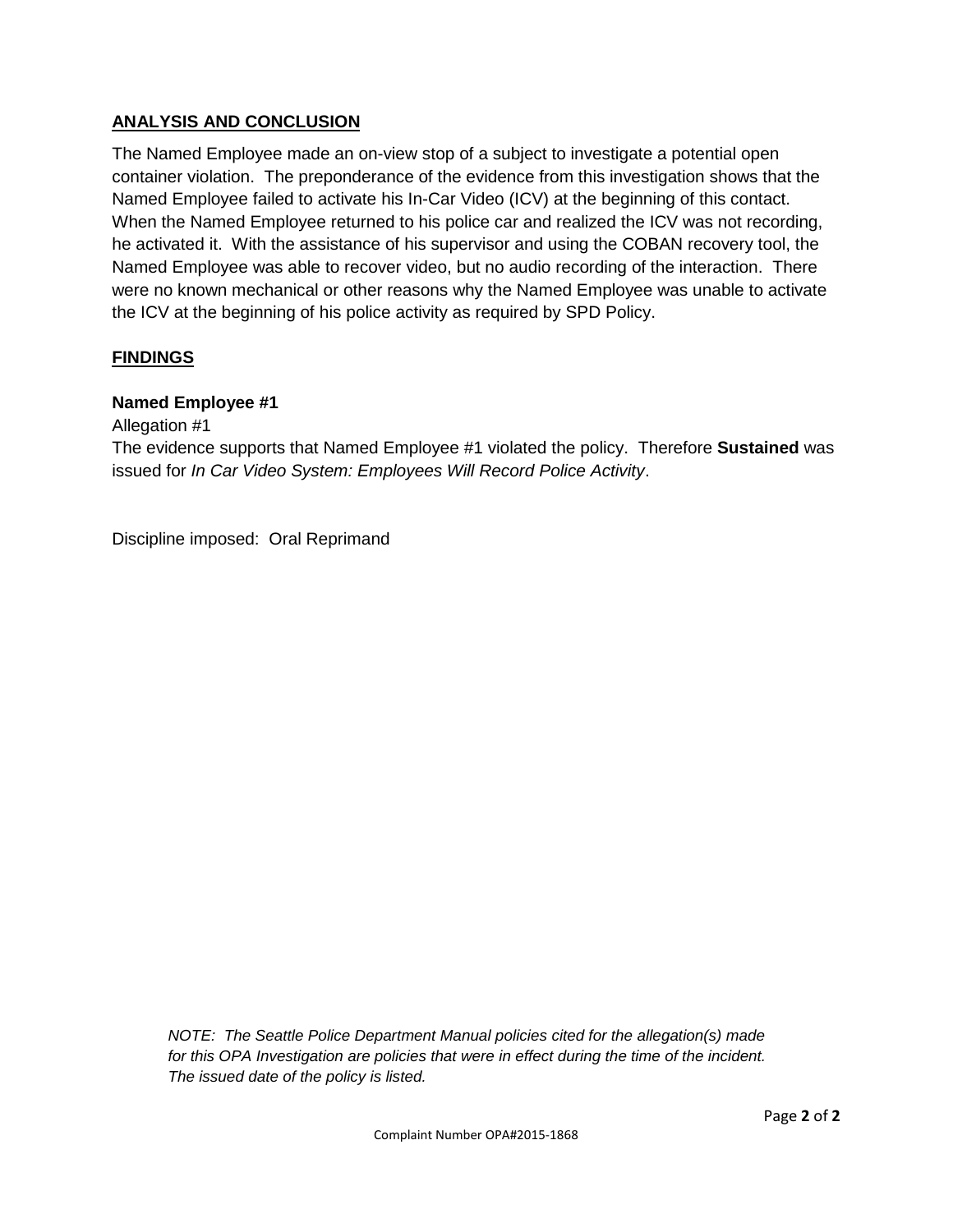## ANALYSIS AND CONCLUSION

The Named Employee made an on-view stop of a subject to investigate a potential open container violation. The preponderance of the evidence from this investigation shows that the Named Employee failed to activate his In-Car Video (ICV) at the beginning of this contact. When the Named Employee returned to his police car and realized the ICV was not recording, he activated it. With the assistance of his supervisor and using the COBAN recovery tool, the Named Employee was able to recover video, but no audio recording of the interaction. There were no known mechanical or other reasons why the Named Employee was unable to activate the ICV at the beginning of his police activity as required by SPD Policy.

## FINDINGS

**Named Employee #1**

Allegation #1

The evidence supports that Named Employee #1 violated the policy. Therefore **Sustained** was issued for *In Car Video System: Employees Will Record Police Activity*.

Discipline imposed: Oral Reprimand

*NOTE: The Seattle Police Department Manual policies cited for the allegation(s) made for this OPA Investigation are policies that were in effect during the time of the incident. The issued date of the policy is listed.*

Complaint Number OPA#2015-1868